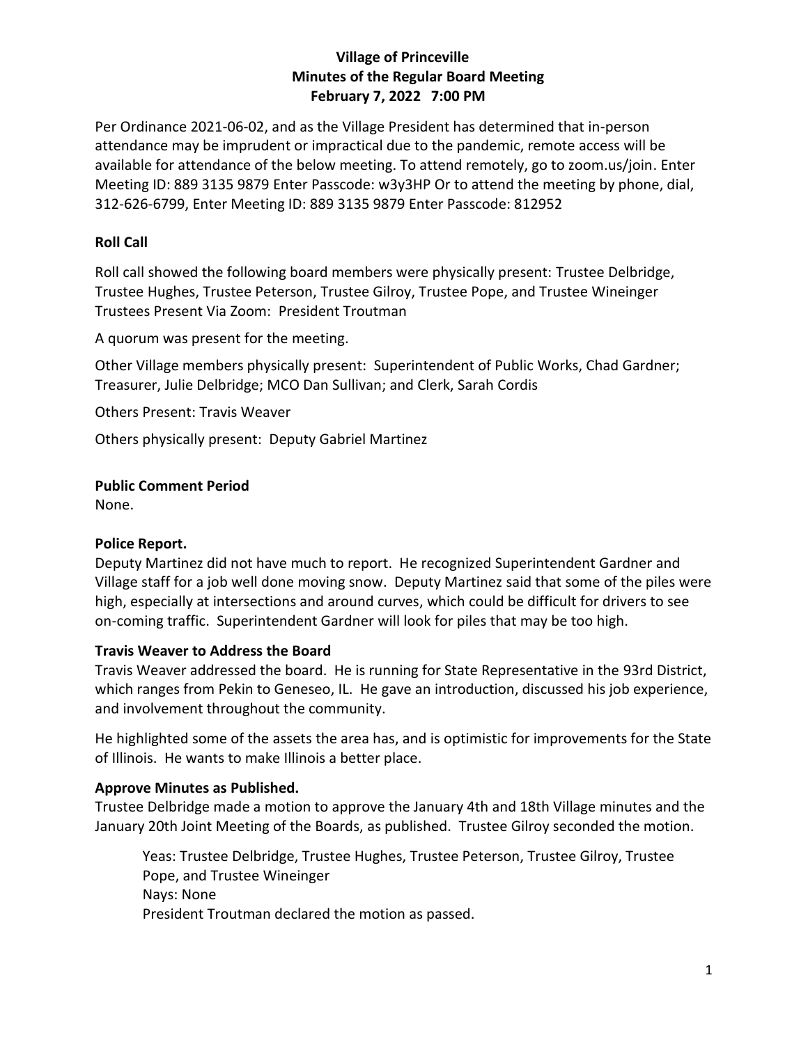# Village of Princeville
## Minutes of the Regular Board Meeting
### February 7, 2022 7:00 PM

Per Ordinance 2021-06-02, and as the Village President has determined that in-person attendance may be imprudent or impractical due to the pandemic, remote access will be available for attendance of the below meeting. To attend remotely, go to zoom.us/join. Enter Meeting ID: 889 3135 9879 Enter Passcode: w3y3HP Or to attend the meeting by phone, dial, 312-626-6799, Enter Meeting ID: 889 3135 9879 Enter Passcode: 812952

**Roll Call**

Roll call showed the following board members were physically present: Trustee Delbridge, Trustee Hughes, Trustee Peterson, Trustee Gilroy, Trustee Pope, and Trustee Wineinger
Trustees Present Via Zoom: President Troutman

A quorum was present for the meeting.

Other Village members physically present: Superintendent of Public Works, Chad Gardner; Treasurer, Julie Delbridge; MCO Dan Sullivan; and Clerk, Sarah Cordis

Others Present: Travis Weaver

Others physically present: Deputy Gabriel Martinez

**Public Comment Period**

None.

**Police Report.**

Deputy Martinez did not have much to report. He recognized Superintendent Gardner and Village staff for a job well done moving snow. Deputy Martinez said that some of the piles were high, especially at intersections and around curves, which could be difficult for drivers to see on-coming traffic. Superintendent Gardner will look for piles that may be too high.

**Travis Weaver to Address the Board**

Travis Weaver addressed the board. He is running for State Representative in the 93rd District, which ranges from Pekin to Geneseo, IL. He gave an introduction, discussed his job experience, and involvement throughout the community.

He highlighted some of the assets the area has, and is optimistic for improvements for the State of Illinois. He wants to make Illinois a better place.

**Approve Minutes as Published.**

Trustee Delbridge made a motion to approve the January 4th and 18th Village minutes and the January 20th Joint Meeting of the Boards, as published. Trustee Gilroy seconded the motion.

> Yeas: Trustee Delbridge, Trustee Hughes, Trustee Peterson, Trustee Gilroy, Trustee Pope, and Trustee Wineinger
> Nays: None
> President Troutman declared the motion as passed.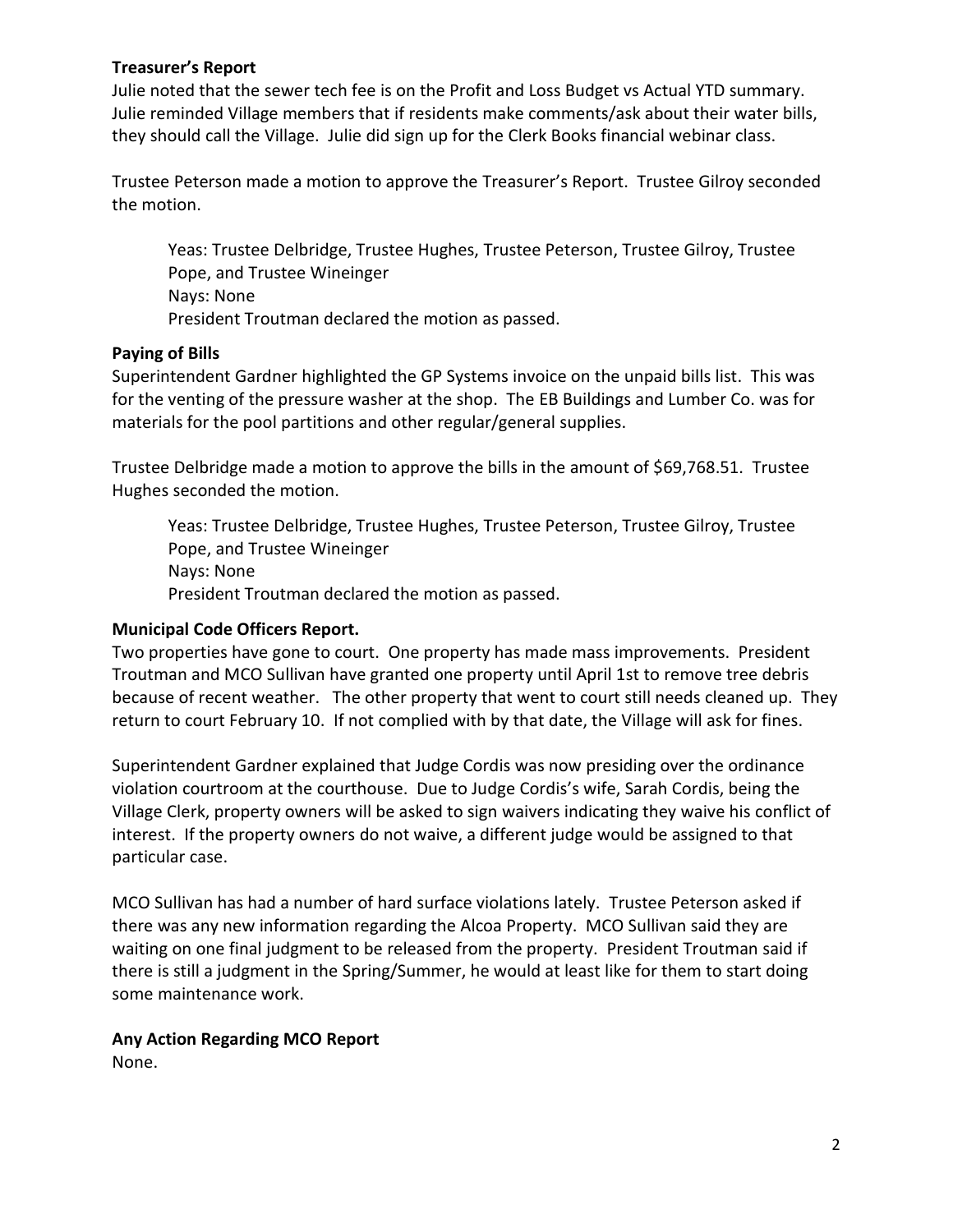**Treasurer's Report**

Julie noted that the sewer tech fee is on the Profit and Loss Budget vs Actual YTD summary. Julie reminded Village members that if residents make comments/ask about their water bills, they should call the Village. Julie did sign up for the Clerk Books financial webinar class.

Trustee Peterson made a motion to approve the Treasurer's Report. Trustee Gilroy seconded the motion.

> Yeas: Trustee Delbridge, Trustee Hughes, Trustee Peterson, Trustee Gilroy, Trustee Pope, and Trustee Wineinger
> Nays: None
> President Troutman declared the motion as passed.

**Paying of Bills**

Superintendent Gardner highlighted the GP Systems invoice on the unpaid bills list. This was for the venting of the pressure washer at the shop. The EB Buildings and Lumber Co. was for materials for the pool partitions and other regular/general supplies.

Trustee Delbridge made a motion to approve the bills in the amount of $69,768.51. Trustee Hughes seconded the motion.

> Yeas: Trustee Delbridge, Trustee Hughes, Trustee Peterson, Trustee Gilroy, Trustee Pope, and Trustee Wineinger
> Nays: None
> President Troutman declared the motion as passed.

**Municipal Code Officers Report.**

Two properties have gone to court. One property has made mass improvements. President Troutman and MCO Sullivan have granted one property until April 1st to remove tree debris because of recent weather. The other property that went to court still needs cleaned up. They return to court February 10. If not complied with by that date, the Village will ask for fines.

Superintendent Gardner explained that Judge Cordis was now presiding over the ordinance violation courtroom at the courthouse. Due to Judge Cordis's wife, Sarah Cordis, being the Village Clerk, property owners will be asked to sign waivers indicating they waive his conflict of interest. If the property owners do not waive, a different judge would be assigned to that particular case.

MCO Sullivan has had a number of hard surface violations lately. Trustee Peterson asked if there was any new information regarding the Alcoa Property. MCO Sullivan said they are waiting on one final judgment to be released from the property. President Troutman said if there is still a judgment in the Spring/Summer, he would at least like for them to start doing some maintenance work.

**Any Action Regarding MCO Report**

None.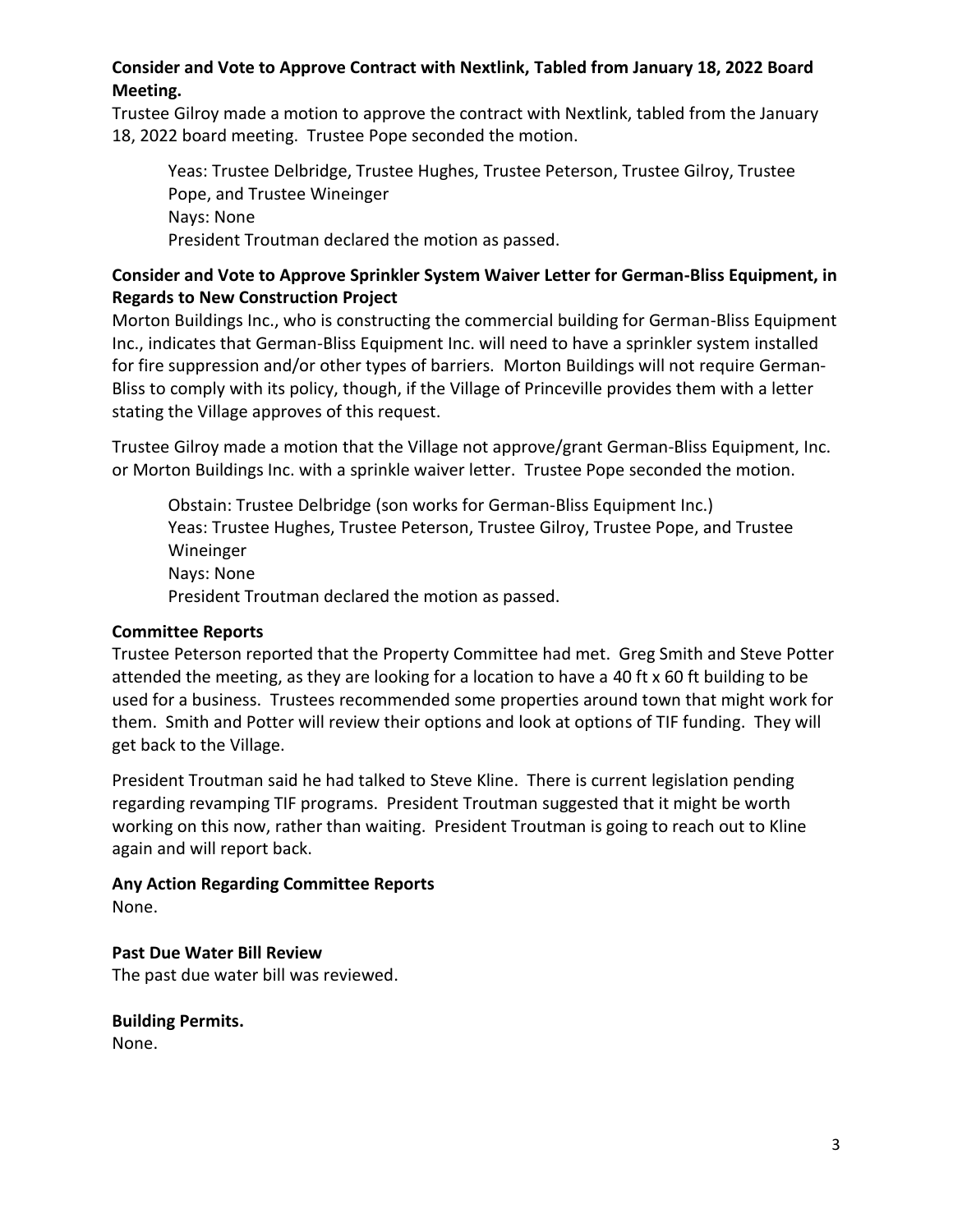**Consider and Vote to Approve Contract with Nextlink, Tabled from January 18, 2022 Board Meeting.**

Trustee Gilroy made a motion to approve the contract with Nextlink, tabled from the January 18, 2022 board meeting. Trustee Pope seconded the motion.

> Yeas: Trustee Delbridge, Trustee Hughes, Trustee Peterson, Trustee Gilroy, Trustee Pope, and Trustee Wineinger
> Nays: None
> President Troutman declared the motion as passed.

**Consider and Vote to Approve Sprinkler System Waiver Letter for German-Bliss Equipment, in Regards to New Construction Project**

Morton Buildings Inc., who is constructing the commercial building for German-Bliss Equipment Inc., indicates that German-Bliss Equipment Inc. will need to have a sprinkler system installed for fire suppression and/or other types of barriers. Morton Buildings will not require German-Bliss to comply with its policy, though, if the Village of Princeville provides them with a letter stating the Village approves of this request.

Trustee Gilroy made a motion that the Village not approve/grant German-Bliss Equipment, Inc. or Morton Buildings Inc. with a sprinkle waiver letter. Trustee Pope seconded the motion.

> Obstain: Trustee Delbridge (son works for German-Bliss Equipment Inc.)
> Yeas: Trustee Hughes, Trustee Peterson, Trustee Gilroy, Trustee Pope, and Trustee Wineinger
> Nays: None
> President Troutman declared the motion as passed.

**Committee Reports**

Trustee Peterson reported that the Property Committee had met. Greg Smith and Steve Potter attended the meeting, as they are looking for a location to have a 40 ft x 60 ft building to be used for a business. Trustees recommended some properties around town that might work for them. Smith and Potter will review their options and look at options of TIF funding. They will get back to the Village.

President Troutman said he had talked to Steve Kline. There is current legislation pending regarding revamping TIF programs. President Troutman suggested that it might be worth working on this now, rather than waiting. President Troutman is going to reach out to Kline again and will report back.

**Any Action Regarding Committee Reports**

None.

**Past Due Water Bill Review**

The past due water bill was reviewed.

**Building Permits.**

None.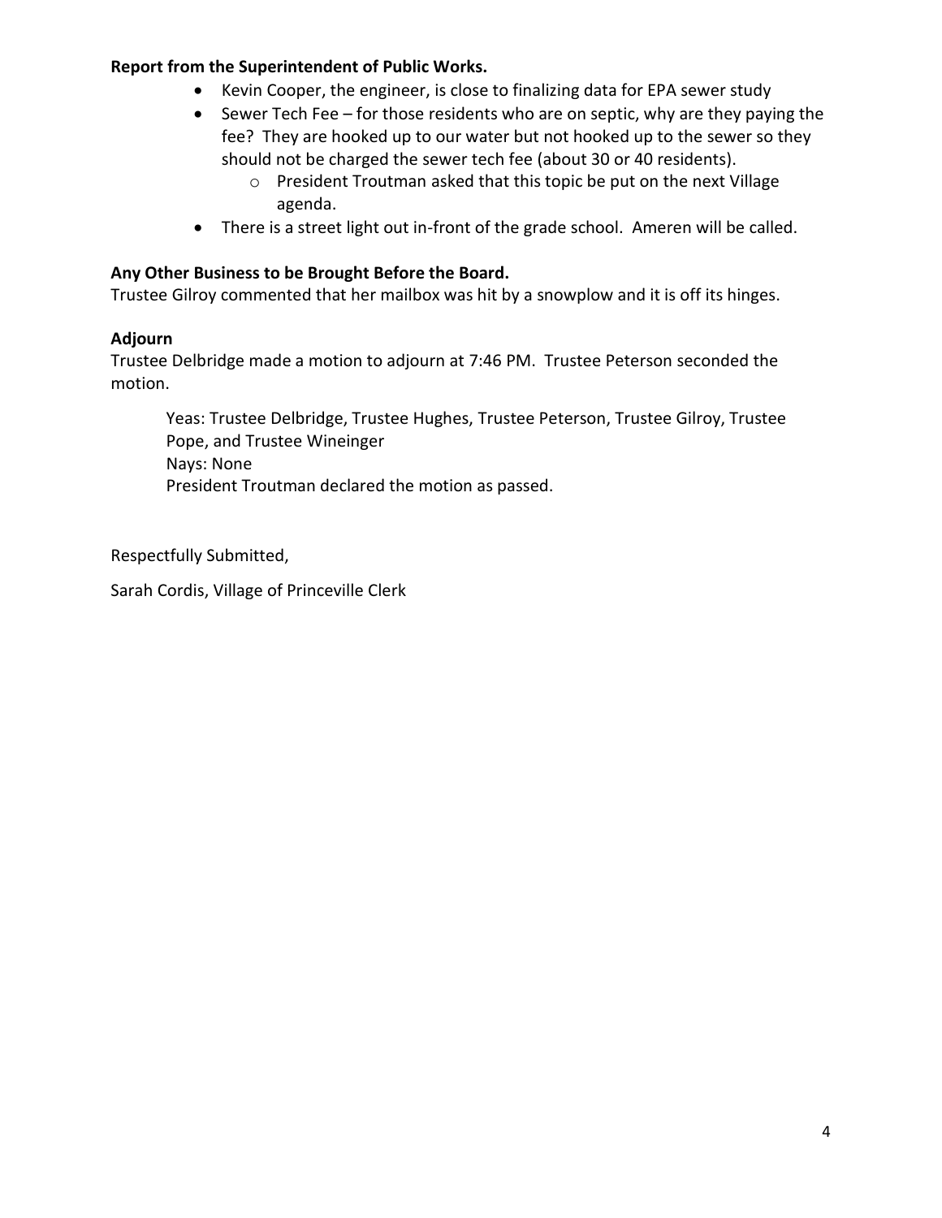**Report from the Superintendent of Public Works.**

- Kevin Cooper, the engineer, is close to finalizing data for EPA sewer study
- Sewer Tech Fee – for those residents who are on septic, why are they paying the fee? They are hooked up to our water but not hooked up to the sewer so they should not be charged the sewer tech fee (about 30 or 40 residents).
  - President Troutman asked that this topic be put on the next Village agenda.
- There is a street light out in-front of the grade school. Ameren will be called.

**Any Other Business to be Brought Before the Board.**

Trustee Gilroy commented that her mailbox was hit by a snowplow and it is off its hinges.

**Adjourn**

Trustee Delbridge made a motion to adjourn at 7:46 PM. Trustee Peterson seconded the motion.

> Yeas: Trustee Delbridge, Trustee Hughes, Trustee Peterson, Trustee Gilroy, Trustee Pope, and Trustee Wineinger
> Nays: None
> President Troutman declared the motion as passed.

Respectfully Submitted,

Sarah Cordis, Village of Princeville Clerk